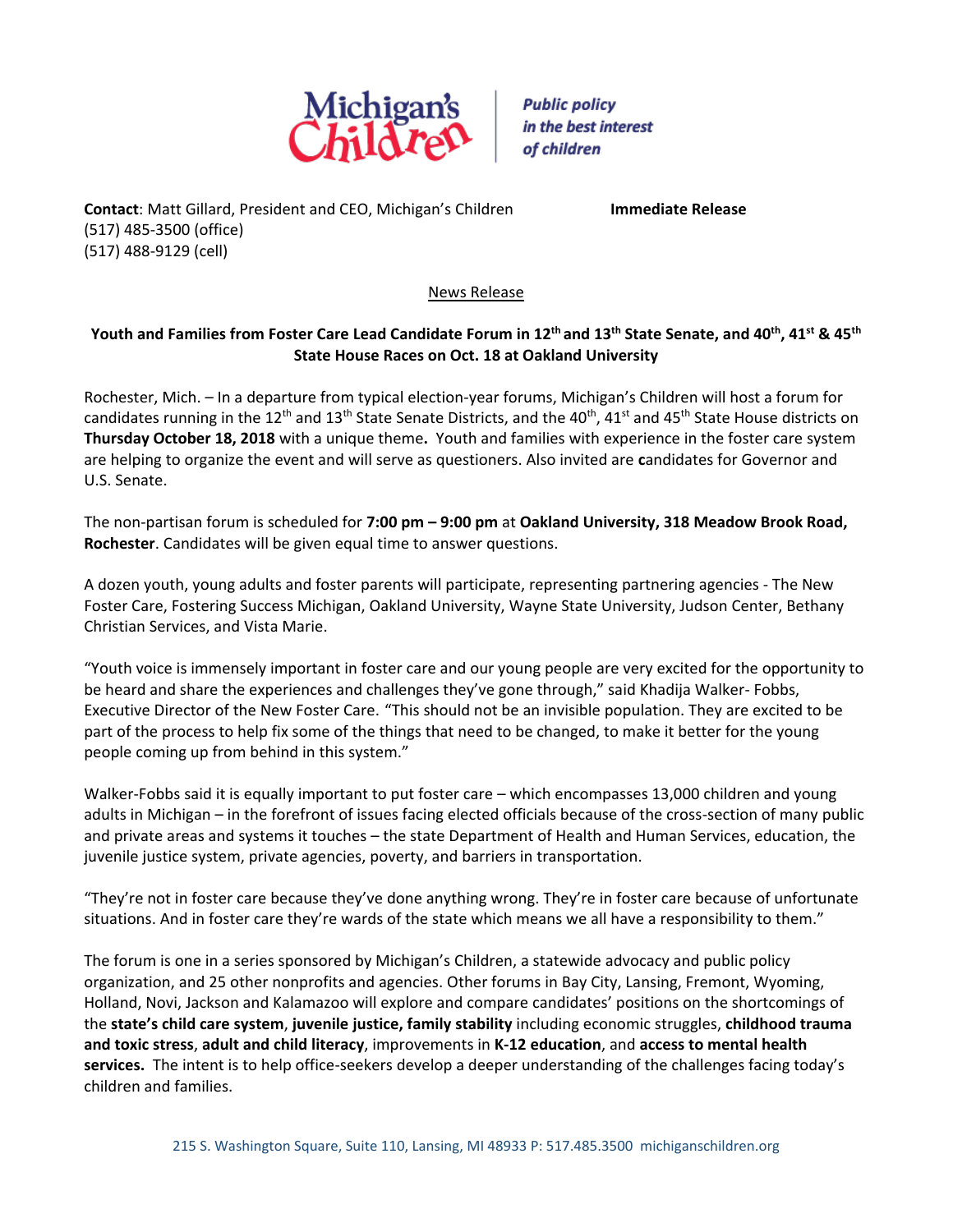Michigan's Children | *Public policy in the best interest of children*

**Contact**: Matt Gillard, President and CEO, Michigan's Children
(517) 485-3500 (office)
(517) 488-9129 (cell)

**Immediate Release**

News Release

**Youth and Families from Foster Care Lead Candidate Forum in 12th and 13th State Senate, and 40th, 41st & 45th State House Races on Oct. 18 at Oakland University**

Rochester, Mich. – In a departure from typical election-year forums, Michigan's Children will host a forum for candidates running in the 12th and 13th State Senate Districts, and the 40th, 41st and 45th State House districts on **Thursday October 18, 2018** with a unique theme**.** Youth and families with experience in the foster care system are helping to organize the event and will serve as questioners. Also invited are **c**andidates for Governor and U.S. Senate.

The non-partisan forum is scheduled for **7:00 pm – 9:00 pm** at **Oakland University, 318 Meadow Brook Road, Rochester**. Candidates will be given equal time to answer questions.

A dozen youth, young adults and foster parents will participate, representing partnering agencies - The New Foster Care, Fostering Success Michigan, Oakland University, Wayne State University, Judson Center, Bethany Christian Services, and Vista Marie.

"Youth voice is immensely important in foster care and our young people are very excited for the opportunity to be heard and share the experiences and challenges they've gone through," said Khadija Walker- Fobbs, Executive Director of the New Foster Care. "This should not be an invisible population. They are excited to be part of the process to help fix some of the things that need to be changed, to make it better for the young people coming up from behind in this system."

Walker-Fobbs said it is equally important to put foster care – which encompasses 13,000 children and young adults in Michigan – in the forefront of issues facing elected officials because of the cross-section of many public and private areas and systems it touches – the state Department of Health and Human Services, education, the juvenile justice system, private agencies, poverty, and barriers in transportation.

"They're not in foster care because they've done anything wrong. They're in foster care because of unfortunate situations. And in foster care they're wards of the state which means we all have a responsibility to them."

The forum is one in a series sponsored by Michigan's Children, a statewide advocacy and public policy organization, and 25 other nonprofits and agencies. Other forums in Bay City, Lansing, Fremont, Wyoming, Holland, Novi, Jackson and Kalamazoo will explore and compare candidates' positions on the shortcomings of the **state's child care system**, **juvenile justice, family stability** including economic struggles, **childhood trauma and toxic stress**, **adult and child literacy**, improvements in **K-12 education**, and **access to mental health services.** The intent is to help office-seekers develop a deeper understanding of the challenges facing today's children and families.

215 S. Washington Square, Suite 110, Lansing, MI 48933 P: 517.485.3500 michiganschildren.org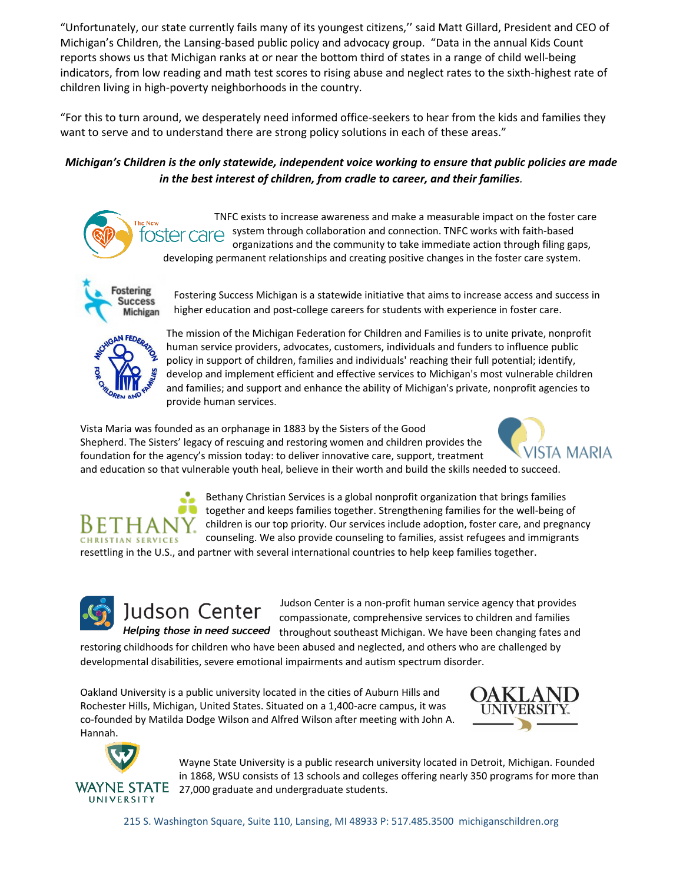"Unfortunately, our state currently fails many of its youngest citizens,'' said Matt Gillard, President and CEO of Michigan's Children, the Lansing-based public policy and advocacy group. "Data in the annual Kids Count reports shows us that Michigan ranks at or near the bottom third of states in a range of child well-being indicators, from low reading and math test scores to rising abuse and neglect rates to the sixth-highest rate of children living in high-poverty neighborhoods in the country.

"For this to turn around, we desperately need informed office-seekers to hear from the kids and families they want to serve and to understand there are strong policy solutions in each of these areas."

***Michigan's Children is the only statewide, independent voice working to ensure that public policies are made in the best interest of children, from cradle to career, and their families.***

TNFC exists to increase awareness and make a measurable impact on the foster care system through collaboration and connection. TNFC works with faith-based organizations and the community to take immediate action through filing gaps, developing permanent relationships and creating positive changes in the foster care system.

Fostering Success Michigan is a statewide initiative that aims to increase access and success in higher education and post-college careers for students with experience in foster care.

The mission of the Michigan Federation for Children and Families is to unite private, nonprofit human service providers, advocates, customers, individuals and funders to influence public policy in support of children, families and individuals' reaching their full potential; identify, develop and implement efficient and effective services to Michigan's most vulnerable children and families; and support and enhance the ability of Michigan's private, nonprofit agencies to provide human services.

Vista Maria was founded as an orphanage in 1883 by the Sisters of the Good Shepherd. The Sisters' legacy of rescuing and restoring women and children provides the foundation for the agency's mission today: to deliver innovative care, support, treatment and education so that vulnerable youth heal, believe in their worth and build the skills needed to succeed.

Bethany Christian Services is a global nonprofit organization that brings families together and keeps families together. Strengthening families for the well-being of children is our top priority. Our services include adoption, foster care, and pregnancy counseling. We also provide counseling to families, assist refugees and immigrants resettling in the U.S., and partner with several international countries to help keep families together.

Judson Center is a non-profit human service agency that provides compassionate, comprehensive services to children and families throughout southeast Michigan. We have been changing fates and restoring childhoods for children who have been abused and neglected, and others who are challenged by developmental disabilities, severe emotional impairments and autism spectrum disorder.

Oakland University is a public university located in the cities of Auburn Hills and Rochester Hills, Michigan, United States. Situated on a 1,400-acre campus, it was co-founded by Matilda Dodge Wilson and Alfred Wilson after meeting with John A. Hannah.

Wayne State University is a public research university located in Detroit, Michigan. Founded in 1868, WSU consists of 13 schools and colleges offering nearly 350 programs for more than 27,000 graduate and undergraduate students.

215 S. Washington Square, Suite 110, Lansing, MI 48933 P: 517.485.3500 michiganschildren.org